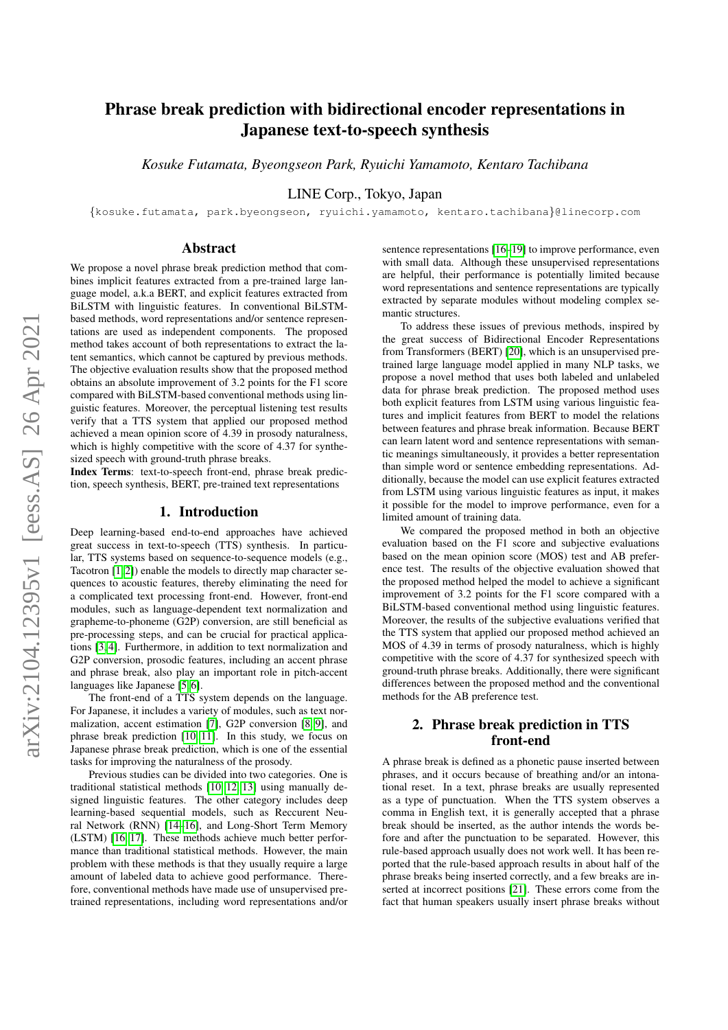# Phrase break prediction with bidirectional encoder representations in Japanese text-to-speech synthesis

*Kosuke Futamata, Byeongseon Park, Ryuichi Yamamoto, Kentaro Tachibana*

LINE Corp., Tokyo, Japan

{kosuke.futamata, park.byeongseon, ryuichi.yamamoto, kentaro.tachibana}@linecorp.com

## Abstract

We propose a novel phrase break prediction method that combines implicit features extracted from a pre-trained large language model, a.k.a BERT, and explicit features extracted from BiLSTM with linguistic features. In conventional BiLSTM-based methods, word representations and/or sentence representations are used as independent components. The proposed method takes account of both representations to extract the latent semantics, which cannot be captured by previous methods. The objective evaluation results show that the proposed method obtains an absolute improvement of 3.2 points for the F1 score compared with BiLSTM-based conventional methods using linguistic features. Moreover, the perceptual listening test results verify that a TTS system that applied our proposed method achieved a mean opinion score of 4.39 in prosody naturalness, which is highly competitive with the score of 4.37 for synthesized speech with ground-truth phrase breaks.

**Index Terms**: text-to-speech front-end, phrase break prediction, speech synthesis, BERT, pre-trained text representations

## 1. Introduction

Deep learning-based end-to-end approaches have achieved great success in text-to-speech (TTS) synthesis. In particular, TTS systems based on sequence-to-sequence models (e.g., Tacotron [1, 2]) enable the models to directly map character sequences to acoustic features, thereby eliminating the need for a complicated text processing front-end. However, front-end modules, such as language-dependent text normalization and grapheme-to-phoneme (G2P) conversion, are still beneficial as pre-processing steps, and can be crucial for practical applications [3, 4]. Furthermore, in addition to text normalization and G2P conversion, prosodic features, including an accent phrase and phrase break, also play an important role in pitch-accent languages like Japanese [5, 6].

The front-end of a TTS system depends on the language. For Japanese, it includes a variety of modules, such as text normalization, accent estimation [7], G2P conversion [8, 9], and phrase break prediction [10, 11]. In this study, we focus on Japanese phrase break prediction, which is one of the essential tasks for improving the naturalness of the prosody.

Previous studies can be divided into two categories. One is traditional statistical methods [10, 12, 13] using manually designed linguistic features. The other category includes deep learning-based sequential models, such as Reccurent Neural Network (RNN) [14–16], and Long-Short Term Memory (LSTM) [16, 17]. These methods achieve much better performance than traditional statistical methods. However, the main problem with these methods is that they usually require a large amount of labeled data to achieve good performance. Therefore, conventional methods have made use of unsupervised pre-trained representations, including word representations and/or sentence representations [16–19] to improve performance, even with small data. Although these unsupervised representations are helpful, their performance is potentially limited because word representations and sentence representations are typically extracted by separate modules without modeling complex semantic structures.

To address these issues of previous methods, inspired by the great success of Bidirectional Encoder Representations from Transformers (BERT) [20], which is an unsupervised pre-trained large language model applied in many NLP tasks, we propose a novel method that uses both labeled and unlabeled data for phrase break prediction. The proposed method uses both explicit features from LSTM using various linguistic features and implicit features from BERT to model the relations between features and phrase break information. Because BERT can learn latent word and sentence representations with semantic meanings simultaneously, it provides a better representation than simple word or sentence embedding representations. Additionally, because the model can use explicit features extracted from LSTM using various linguistic features as input, it makes it possible for the model to improve performance, even for a limited amount of training data.

We compared the proposed method in both an objective evaluation based on the F1 score and subjective evaluations based on the mean opinion score (MOS) test and AB preference test. The results of the objective evaluation showed that the proposed method helped the model to achieve a significant improvement of 3.2 points for the F1 score compared with a BiLSTM-based conventional method using linguistic features. Moreover, the results of the subjective evaluations verified that the TTS system that applied our proposed method achieved an MOS of 4.39 in terms of prosody naturalness, which is highly competitive with the score of 4.37 for synthesized speech with ground-truth phrase breaks. Additionally, there were significant differences between the proposed method and the conventional methods for the AB preference test.

## 2. Phrase break prediction in TTS front-end

A phrase break is defined as a phonetic pause inserted between phrases, and it occurs because of breathing and/or an intonational reset. In a text, phrase breaks are usually represented as a type of punctuation. When the TTS system observes a comma in English text, it is generally accepted that a phrase break should be inserted, as the author intends the words before and after the punctuation to be separated. However, this rule-based approach usually does not work well. It has been reported that the rule-based approach results in about half of the phrase breaks being inserted correctly, and a few breaks are inserted at incorrect positions [21]. These errors come from the fact that human speakers usually insert phrase breaks without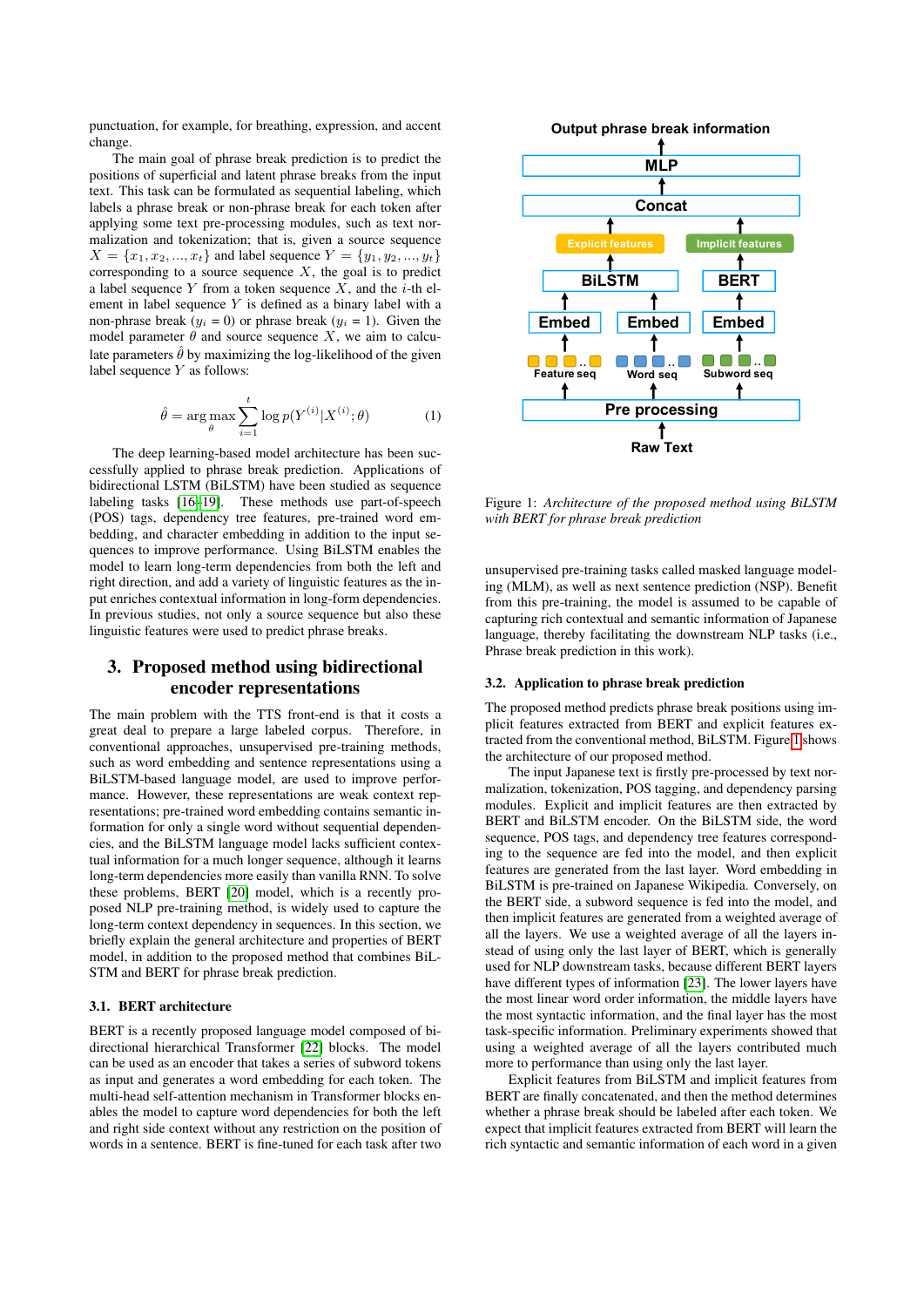punctuation, for example, for breathing, expression, and accent change.

The main goal of phrase break prediction is to predict the positions of superficial and latent phrase breaks from the input text. This task can be formulated as sequential labeling, which labels a phrase break or non-phrase break for each token after applying some text pre-processing modules, such as text normalization and tokenization; that is, given a source sequence $X = \{x_1, x_2, ..., x_t\}$ and label sequence $Y = \{y_1, y_2, ..., y_t\}$ corresponding to a source sequence $X$, the goal is to predict a label sequence $Y$ from a token sequence $X$, and the $i$-th element in label sequence $Y$ is defined as a binary label with a non-phrase break ($y_i = 0$) or phrase break ($y_i = 1$). Given the model parameter $\theta$ and source sequence $X$, we aim to calculate parameters $\hat{\theta}$ by maximizing the log-likelihood of the given label sequence $Y$ as follows:

$$\hat{\theta} = \arg\max_{\theta} \sum_{i=1}^{t} \log p(Y^{(i)} | X^{(i)}; \theta) \tag{1}$$

The deep learning-based model architecture has been successfully applied to phrase break prediction. Applications of bidirectional LSTM (BiLSTM) have been studied as sequence labeling tasks [16–19]. These methods use part-of-speech (POS) tags, dependency tree features, pre-trained word embedding, and character embedding in addition to the input sequences to improve performance. Using BiLSTM enables the model to learn long-term dependencies from both the left and right direction, and add a variety of linguistic features as the input enriches contextual information in long-form dependencies. In previous studies, not only a source sequence but also these linguistic features were used to predict phrase breaks.

## 3. Proposed method using bidirectional encoder representations

The main problem with the TTS front-end is that it costs a great deal to prepare a large labeled corpus. Therefore, in conventional approaches, unsupervised pre-training methods, such as word embedding and sentence representations using a BiLSTM-based language model, are used to improve performance. However, these representations are weak context representations; pre-trained word embedding contains semantic information for only a single word without sequential dependencies, and the BiLSTM language model lacks sufficient contextual information for a much longer sequence, although it learns long-term dependencies more easily than vanilla RNN. To solve these problems, BERT [20] model, which is a recently proposed NLP pre-training method, is widely used to capture the long-term context dependency in sequences. In this section, we briefly explain the general architecture and properties of BERT model, in addition to the proposed method that combines BiLSTM and BERT for phrase break prediction.

### 3.1. BERT architecture

BERT is a recently proposed language model composed of bidirectional hierarchical Transformer [22] blocks. The model can be used as an encoder that takes a series of subword tokens as input and generates a word embedding for each token. The multi-head self-attention mechanism in Transformer blocks enables the model to capture word dependencies for both the left and right side context without any restriction on the position of words in a sentence. BERT is fine-tuned for each task after two unsupervised pre-training tasks called masked language modeling (MLM), as well as next sentence prediction (NSP). Benefit from this pre-training, the model is assumed to be capable of capturing rich contextual and semantic information of Japanese language, thereby facilitating the downstream NLP tasks (i.e., Phrase break prediction in this work).

Figure 1: *Architecture of the proposed method using BiLSTM with BERT for phrase break prediction*

### 3.2. Application to phrase break prediction

The proposed method predicts phrase break positions using implicit features extracted from BERT and explicit features extracted from the conventional method, BiLSTM. Figure 1 shows the architecture of our proposed method.

The input Japanese text is firstly pre-processed by text normalization, tokenization, POS tagging, and dependency parsing modules. Explicit and implicit features are then extracted by BERT and BiLSTM encoder. On the BiLSTM side, the word sequence, POS tags, and dependency tree features corresponding to the sequence are fed into the model, and then explicit features are generated from the last layer. Word embedding in BiLSTM is pre-trained on Japanese Wikipedia. Conversely, on the BERT side, a subword sequence is fed into the model, and then implicit features are generated from a weighted average of all the layers. We use a weighted average of all the layers instead of using only the last layer of BERT, which is generally used for NLP downstream tasks, because different BERT layers have different types of information [23]. The lower layers have the most linear word order information, the middle layers have the most syntactic information, and the final layer has the most task-specific information. Preliminary experiments showed that using a weighted average of all the layers contributed much more to performance than using only the last layer.

Explicit features from BiLSTM and implicit features from BERT are finally concatenated, and then the method determines whether a phrase break should be labeled after each token. We expect that implicit features extracted from BERT will learn the rich syntactic and semantic information of each word in a given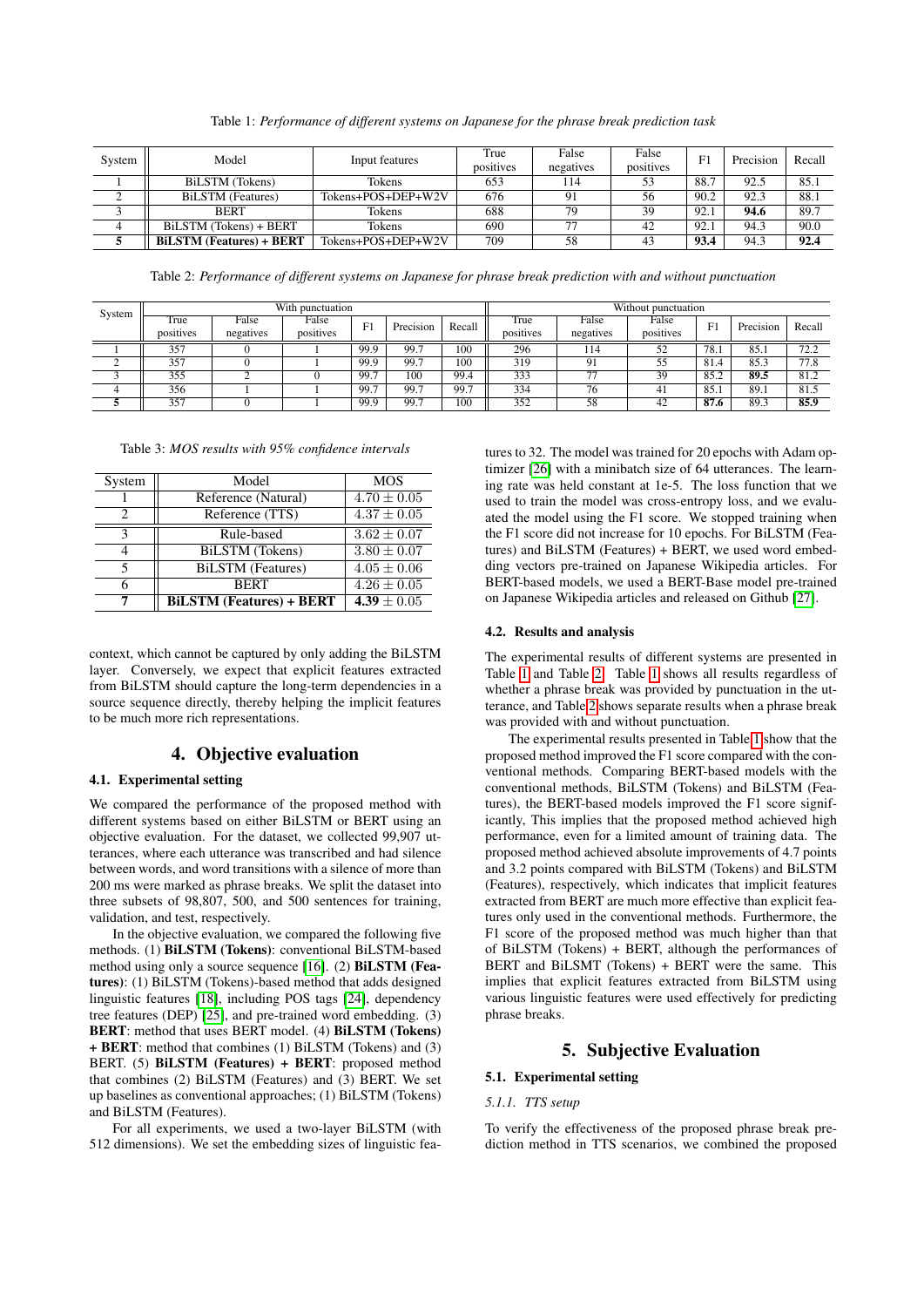Table 1: *Performance of different systems on Japanese for the phrase break prediction task*

| System | Model | Input features | True positives | False negatives | False positives | F1 | Precision | Recall |
|---|---|---|---|---|---|---|---|---|
| 1 | BiLSTM (Tokens) | Tokens | 653 | 114 | 53 | 88.7 | 92.5 | 85.1 |
| 2 | BiLSTM (Features) | Tokens+POS+DEP+W2V | 676 | 91 | 56 | 90.2 | 92.3 | 88.1 |
| 3 | BERT | Tokens | 688 | 79 | 39 | 92.1 | **94.6** | 89.7 |
| 4 | BiLSTM (Tokens) + BERT | Tokens | 690 | 77 | 42 | 92.1 | 94.3 | 90.0 |
| **5** | **BiLSTM (Features) + BERT** | Tokens+POS+DEP+W2V | 709 | 58 | 43 | **93.4** | 94.3 | **92.4** |

Table 2: *Performance of different systems on Japanese for phrase break prediction with and without punctuation*

| System | With punctuation | | | | | | Without punctuation | | | | | |
|---|---|---|---|---|---|---|---|---|---|---|---|---|
| | True positives | False negatives | False positives | F1 | Precision | Recall | True positives | False negatives | False positives | F1 | Precision | Recall |
| 1 | 357 | 0 | 1 | 99.9 | 99.7 | 100 | 296 | 114 | 52 | 78.1 | 85.1 | 72.2 |
| 2 | 357 | 0 | 1 | 99.9 | 99.7 | 100 | 319 | 91 | 55 | 81.4 | 85.3 | 77.8 |
| 3 | 355 | 2 | 0 | 99.7 | 100 | 99.4 | 333 | 77 | 39 | 85.2 | **89.5** | 81.2 |
| 4 | 356 | 1 | 1 | 99.7 | 99.7 | 99.7 | 334 | 76 | 41 | 85.1 | 89.1 | 81.5 |
| **5** | 357 | 0 | 1 | 99.9 | 99.7 | 100 | 352 | 58 | 42 | **87.6** | 89.3 | **85.9** |

Table 3: *MOS results with 95% confidence intervals*

| System | Model | MOS |
|---|---|---|
| 1 | Reference (Natural) | $4.70 \pm 0.05$ |
| 2 | Reference (TTS) | $4.37 \pm 0.05$ |
| 3 | Rule-based | $3.62 \pm 0.07$ |
| 4 | BiLSTM (Tokens) | $3.80 \pm 0.07$ |
| 5 | BiLSTM (Features) | $4.05 \pm 0.06$ |
| 6 | BERT | $4.26 \pm 0.05$ |
| **7** | **BiLSTM (Features) + BERT** | **4.39** $\pm$ 0.05 |

context, which cannot be captured by only adding the BiLSTM layer. Conversely, we expect that explicit features extracted from BiLSTM should capture the long-term dependencies in a source sequence directly, thereby helping the implicit features to be much more rich representations.

## 4. Objective evaluation

### 4.1. Experimental setting

We compared the performance of the proposed method with different systems based on either BiLSTM or BERT using an objective evaluation. For the dataset, we collected 99,907 utterances, where each utterance was transcribed and had silence between words, and word transitions with a silence of more than 200 ms were marked as phrase breaks. We split the dataset into three subsets of 98,807, 500, and 500 sentences for training, validation, and test, respectively.

In the objective evaluation, we compared the following five methods. (1) **BiLSTM (Tokens)**: conventional BiLSTM-based method using only a source sequence [16]. (2) **BiLSTM (Features)**: (1) BiLSTM (Tokens)-based method that adds designed linguistic features [18], including POS tags [24], dependency tree features (DEP) [25], and pre-trained word embedding. (3) **BERT**: method that uses BERT model. (4) **BiLSTM (Tokens) + BERT**: method that combines (1) BiLSTM (Tokens) and (3) BERT. (5) **BiLSTM (Features) + BERT**: proposed method that combines (2) BiLSTM (Features) and (3) BERT. We set up baselines as conventional approaches; (1) BiLSTM (Tokens) and BiLSTM (Features).

For all experiments, we used a two-layer BiLSTM (with 512 dimensions). We set the embedding sizes of linguistic features to 32. The model was trained for 20 epochs with Adam optimizer [26] with a minibatch size of 64 utterances. The learning rate was held constant at 1e-5. The loss function that we used to train the model was cross-entropy loss, and we evaluated the model using the F1 score. We stopped training when the F1 score did not increase for 10 epochs. For BiLSTM (Features) and BiLSTM (Features) + BERT, we used word embedding vectors pre-trained on Japanese Wikipedia articles. For BERT-based models, we used a BERT-Base model pre-trained on Japanese Wikipedia articles and released on Github [27].

### 4.2. Results and analysis

The experimental results of different systems are presented in Table 1 and Table 2. Table 1 shows all results regardless of whether a phrase break was provided by punctuation in the utterance, and Table 2 shows separate results when a phrase break was provided with and without punctuation.

The experimental results presented in Table 1 show that the proposed method improved the F1 score compared with the conventional methods. Comparing BERT-based models with the conventional methods, BiLSTM (Tokens) and BiLSTM (Features), the BERT-based models improved the F1 score significantly, This implies that the proposed method achieved high performance, even for a limited amount of training data. The proposed method achieved absolute improvements of 4.7 points and 3.2 points compared with BiLSTM (Tokens) and BiLSTM (Features), respectively, which indicates that implicit features extracted from BERT are much more effective than explicit features only used in the conventional methods. Furthermore, the F1 score of the proposed method was much higher than that of BiLSTM (Tokens) + BERT, although the performances of BERT and BiLSMT (Tokens) + BERT were the same. This implies that explicit features extracted from BiLSTM using various linguistic features were used effectively for predicting phrase breaks.

## 5. Subjective Evaluation

### 5.1. Experimental setting

#### 5.1.1. TTS setup

To verify the effectiveness of the proposed phrase break prediction method in TTS scenarios, we combined the proposed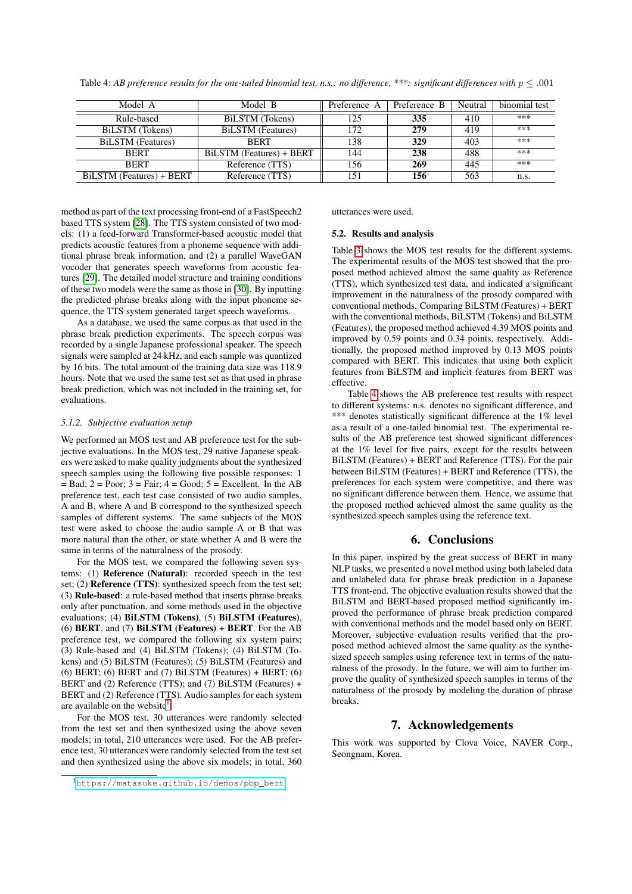Table 4: *AB preference results for the one-tailed binomial test, n.s.: no difference, \*\*\*: significant differences with $p \leq .001$*

| Model A | Model B | Preference A | Preference B | Neutral | binomial test |
|---|---|---|---|---|---|
| Rule-based | BiLSTM (Tokens) | 125 | **335** | 410 | *** |
| BiLSTM (Tokens) | BiLSTM (Features) | 172 | **279** | 419 | *** |
| BiLSTM (Features) | BERT | 138 | **329** | 403 | *** |
| BERT | BiLSTM (Features) + BERT | 144 | **238** | 488 | *** |
| BERT | Reference (TTS) | 156 | **269** | 445 | *** |
| BiLSTM (Features) + BERT | Reference (TTS) | 151 | **156** | 563 | n.s. |

method as part of the text processing front-end of a FastSpeech2 based TTS system [28]. The TTS system consisted of two models: (1) a feed-forward Transformer-based acoustic model that predicts acoustic features from a phoneme sequence with additional phrase break information, and (2) a parallel WaveGAN vocoder that generates speech waveforms from acoustic features [29]. The detailed model structure and training conditions of these two models were the same as those in [30]. By inputting the predicted phrase breaks along with the input phoneme sequence, the TTS system generated target speech waveforms.

As a database, we used the same corpus as that used in the phrase break prediction experiments. The speech corpus was recorded by a single Japanese professional speaker. The speech signals were sampled at 24 kHz, and each sample was quantized by 16 bits. The total amount of the training data size was 118.9 hours. Note that we used the same test set as that used in phrase break prediction, which was not included in the training set, for evaluations.

#### 5.1.2. Subjective evaluation setup

We performed an MOS test and AB preference test for the subjective evaluations. In the MOS test, 29 native Japanese speakers were asked to make quality judgments about the synthesized speech samples using the following five possible responses: 1 = Bad; 2 = Poor; 3 = Fair; 4 = Good; 5 = Excellent. In the AB preference test, each test case consisted of two audio samples, A and B, where A and B correspond to the synthesized speech samples of different systems. The same subjects of the MOS test were asked to choose the audio sample A or B that was more natural than the other, or state whether A and B were the same in terms of the naturalness of the prosody.

For the MOS test, we compared the following seven systems: (1) **Reference (Natural)**: recorded speech in the test set; (2) **Reference (TTS)**: synthesized speech from the test set; (3) **Rule-based**: a rule-based method that inserts phrase breaks only after punctuation, and some methods used in the objective evaluations; (4) **BiLSTM (Tokens)**, (5) **BiLSTM (Features)**, (6) **BERT**, and (7) **BiLSTM (Features) + BERT**. For the AB preference test, we compared the following six system pairs; (3) Rule-based and (4) BiLSTM (Tokens); (4) BiLSTM (Tokens) and (5) BiLSTM (Features); (5) BiLSTM (Features) and (6) BERT; (6) BERT and (7) BiLSTM (Features) + BERT; (6) BERT and (2) Reference (TTS); and (7) BiLSTM (Features) + BERT and (2) Reference (TTS). Audio samples for each system are available on the website[1].

For the MOS test, 30 utterances were randomly selected from the test set and then synthesized using the above seven models; in total, 210 utterances were used. For the AB preference test, 30 utterances were randomly selected from the test set and then synthesized using the above six models; in total, 360 utterances were used.

### 5.2. Results and analysis

Table 3 shows the MOS test results for the different systems. The experimental results of the MOS test showed that the proposed method achieved almost the same quality as Reference (TTS), which synthesized test data, and indicated a significant improvement in the naturalness of the prosody compared with conventional methods. Comparing BiLSTM (Features) + BERT with the conventional methods, BiLSTM (Tokens) and BiLSTM (Features), the proposed method achieved 4.39 MOS points and improved by 0.59 points and 0.34 points, respectively. Additionally, the proposed method improved by 0.13 MOS points compared with BERT. This indicates that using both explicit features from BiLSTM and implicit features from BERT was effective.

Table 4 shows the AB preference test results with respect to different systems: n.s. denotes no significant difference, and *** denotes statistically significant difference at the 1% level as a result of a one-tailed binomial test. The experimental results of the AB preference test showed significant differences at the 1% level for five pairs, except for the results between BiLSTM (Features) + BERT and Reference (TTS). For the pair between BiLSTM (Features) + BERT and Reference (TTS), the preferences for each system were competitive, and there was no significant difference between them. Hence, we assume that the proposed method achieved almost the same quality as the synthesized speech samples using the reference text.

## 6. Conclusions

In this paper, inspired by the great success of BERT in many NLP tasks, we presented a novel method using both labeled data and unlabeled data for phrase break prediction in a Japanese TTS front-end. The objective evaluation results showed that the BiLSTM and BERT-based proposed method significantly improved the performance of phrase break prediction compared with conventional methods and the model based only on BERT. Moreover, subjective evaluation results verified that the proposed method achieved almost the same quality as the synthesized speech samples using reference text in terms of the naturalness of the prosody. In the future, we will aim to further improve the quality of synthesized speech samples in terms of the naturalness of the prosody by modeling the duration of phrase breaks.

## 7. Acknowledgements

This work was supported by Clova Voice, NAVER Corp., Seongnam, Korea.

[1] https://matasuke.github.io/demos/pbp_bert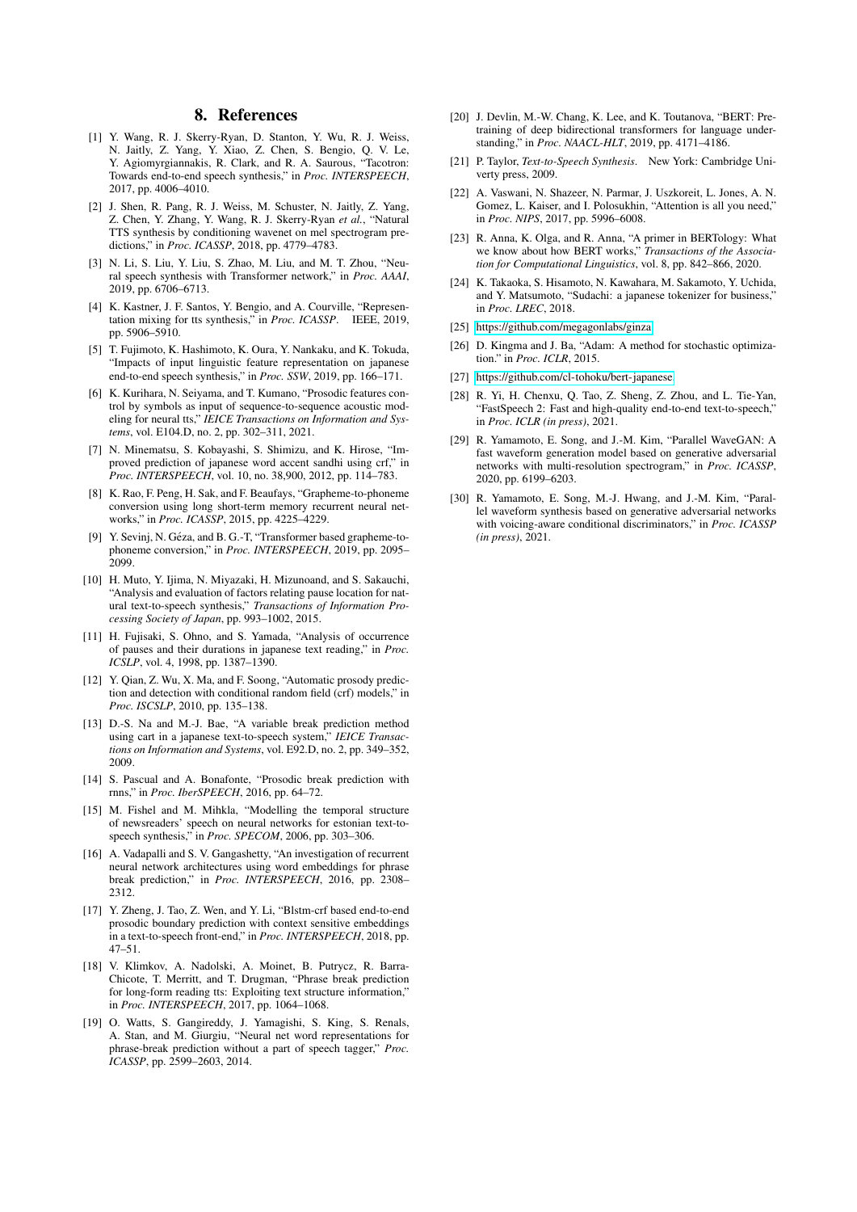## 8. References

[1] Y. Wang, R. J. Skerry-Ryan, D. Stanton, Y. Wu, R. J. Weiss, N. Jaitly, Z. Yang, Y. Xiao, Z. Chen, S. Bengio, Q. V. Le, Y. Agiomyrgiannakis, R. Clark, and R. A. Saurous, "Tacotron: Towards end-to-end speech synthesis," in *Proc. INTERSPEECH*, 2017, pp. 4006–4010.

[2] J. Shen, R. Pang, R. J. Weiss, M. Schuster, N. Jaitly, Z. Yang, Z. Chen, Y. Zhang, Y. Wang, R. J. Skerry-Ryan *et al.*, "Natural TTS synthesis by conditioning wavenet on mel spectrogram predictions," in *Proc. ICASSP*, 2018, pp. 4779–4783.

[3] N. Li, S. Liu, Y. Liu, S. Zhao, M. Liu, and M. T. Zhou, "Neural speech synthesis with Transformer network," in *Proc. AAAI*, 2019, pp. 6706–6713.

[4] K. Kastner, J. F. Santos, Y. Bengio, and A. Courville, "Representation mixing for tts synthesis," in *Proc. ICASSP*. IEEE, 2019, pp. 5906–5910.

[5] T. Fujimoto, K. Hashimoto, K. Oura, Y. Nankaku, and K. Tokuda, "Impacts of input linguistic feature representation on japanese end-to-end speech synthesis," in *Proc. SSW*, 2019, pp. 166–171.

[6] K. Kurihara, N. Seiyama, and T. Kumano, "Prosodic features control by symbols as input of sequence-to-sequence acoustic modeling for neural tts," *IEICE Transactions on Information and Systems*, vol. E104.D, no. 2, pp. 302–311, 2021.

[7] N. Minematsu, S. Kobayashi, S. Shimizu, and K. Hirose, "Improved prediction of japanese word accent sandhi using crf," in *Proc. INTERSPEECH*, vol. 10, no. 38,900, 2012, pp. 114–783.

[8] K. Rao, F. Peng, H. Sak, and F. Beaufays, "Grapheme-to-phoneme conversion using long short-term memory recurrent neural networks," in *Proc. ICASSP*, 2015, pp. 4225–4229.

[9] Y. Sevinj, N. Géza, and B. G.-T, "Transformer based grapheme-to-phoneme conversion," in *Proc. INTERSPEECH*, 2019, pp. 2095–2099.

[10] H. Muto, Y. Ijima, N. Miyazaki, H. Mizunoand, and S. Sakauchi, "Analysis and evaluation of factors relating pause location for natural text-to-speech synthesis," *Transactions of Information Processing Society of Japan*, pp. 993–1002, 2015.

[11] H. Fujisaki, S. Ohno, and S. Yamada, "Analysis of occurrence of pauses and their durations in japanese text reading," in *Proc. ICSLP*, vol. 4, 1998, pp. 1387–1390.

[12] Y. Qian, Z. Wu, X. Ma, and F. Soong, "Automatic prosody prediction and detection with conditional random field (crf) models," in *Proc. ISCSLP*, 2010, pp. 135–138.

[13] D.-S. Na and M.-J. Bae, "A variable break prediction method using cart in a japanese text-to-speech system," *IEICE Transactions on Information and Systems*, vol. E92.D, no. 2, pp. 349–352, 2009.

[14] S. Pascual and A. Bonafonte, "Prosodic break prediction with rnns," in *Proc. IberSPEECH*, 2016, pp. 64–72.

[15] M. Fishel and M. Mihkla, "Modelling the temporal structure of newsreaders' speech on neural networks for estonian text-to-speech synthesis," in *Proc. SPECOM*, 2006, pp. 303–306.

[16] A. Vadapalli and S. V. Gangashetty, "An investigation of recurrent neural network architectures using word embeddings for phrase break prediction," in *Proc. INTERSPEECH*, 2016, pp. 2308–2312.

[17] Y. Zheng, J. Tao, Z. Wen, and Y. Li, "Blstm-crf based end-to-end prosodic boundary prediction with context sensitive embeddings in a text-to-speech front-end," in *Proc. INTERSPEECH*, 2018, pp. 47–51.

[18] V. Klimkov, A. Nadolski, A. Moinet, B. Putrycz, R. Barra-Chicote, T. Merritt, and T. Drugman, "Phrase break prediction for long-form reading tts: Exploiting text structure information," in *Proc. INTERSPEECH*, 2017, pp. 1064–1068.

[19] O. Watts, S. Gangireddy, J. Yamagishi, S. King, S. Renals, A. Stan, and M. Giurgiu, "Neural net word representations for phrase-break prediction without a part of speech tagger," *Proc. ICASSP*, pp. 2599–2603, 2014.

[20] J. Devlin, M.-W. Chang, K. Lee, and K. Toutanova, "BERT: Pre-training of deep bidirectional transformers for language understanding," in *Proc. NAACL-HLT*, 2019, pp. 4171–4186.

[21] P. Taylor, *Text-to-Speech Synthesis*. New York: Cambridge Univerty press, 2009.

[22] A. Vaswani, N. Shazeer, N. Parmar, J. Uszkoreit, L. Jones, A. N. Gomez, L. Kaiser, and I. Polosukhin, "Attention is all you need," in *Proc. NIPS*, 2017, pp. 5996–6008.

[23] R. Anna, K. Olga, and R. Anna, "A primer in BERTology: What we know about how BERT works," *Transactions of the Association for Computational Linguistics*, vol. 8, pp. 842–866, 2020.

[24] K. Takaoka, S. Hisamoto, N. Kawahara, M. Sakamoto, Y. Uchida, and Y. Matsumoto, "Sudachi: a japanese tokenizer for business," in *Proc. LREC*, 2018.

[25] https://github.com/megagonlabs/ginza

[26] D. Kingma and J. Ba, "Adam: A method for stochastic optimization." in *Proc. ICLR*, 2015.

[27] https://github.com/cl-tohoku/bert-japanese

[28] R. Yi, H. Chenxu, Q. Tao, Z. Sheng, Z. Zhou, and L. Tie-Yan, "FastSpeech 2: Fast and high-quality end-to-end text-to-speech," in *Proc. ICLR (in press)*, 2021.

[29] R. Yamamoto, E. Song, and J.-M. Kim, "Parallel WaveGAN: A fast waveform generation model based on generative adversarial networks with multi-resolution spectrogram," in *Proc. ICASSP*, 2020, pp. 6199–6203.

[30] R. Yamamoto, E. Song, M.-J. Hwang, and J.-M. Kim, "Parallel waveform synthesis based on generative adversarial networks with voicing-aware conditional discriminators," in *Proc. ICASSP (in press)*, 2021.